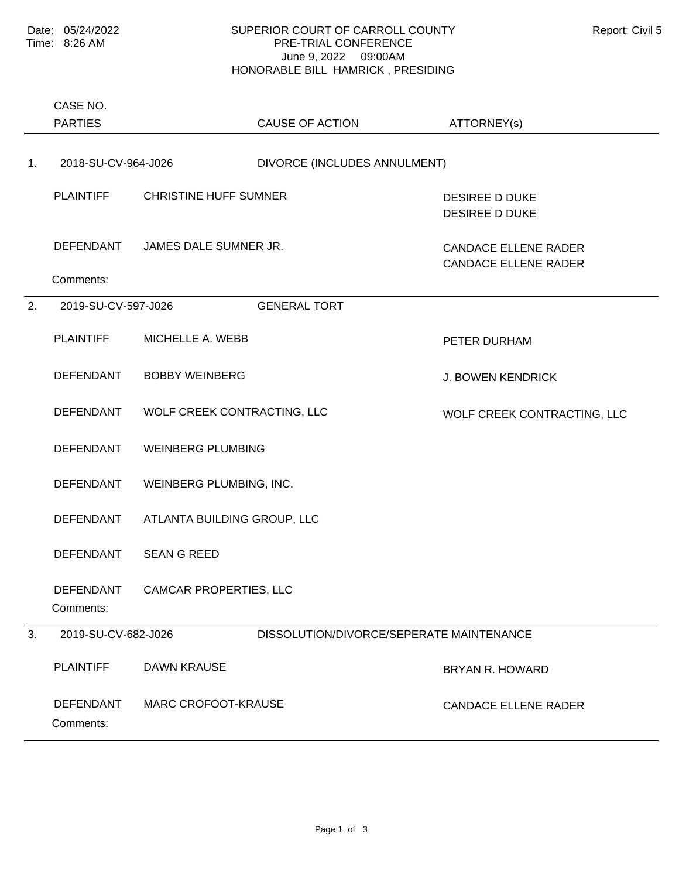Date: 05/24/2022
Time: 8:26 AM

SUPERIOR COURT OF CARROLL COUNTY
PRE-TRIAL CONFERENCE
June 9, 2022 09:00AM
HONORABLE BILL HAMRICK , PRESIDING

Report: Civil 5

| | CASE NO. / PARTIES | | CAUSE OF ACTION | ATTORNEY(s) |
|---|---|---|---|---|
| 1. | 2018-SU-CV-964-J026 | | DIVORCE (INCLUDES ANNULMENT) | |
| | PLAINTIFF | CHRISTINE HUFF SUMNER | | DESIREE D DUKE<br>DESIREE D DUKE |
| | DEFENDANT | JAMES DALE SUMNER JR. | | CANDACE ELLENE RADER<br>CANDACE ELLENE RADER |
| | Comments: | | | |
| 2. | 2019-SU-CV-597-J026 | | GENERAL TORT | |
| | PLAINTIFF | MICHELLE A. WEBB | | PETER DURHAM |
| | DEFENDANT | BOBBY WEINBERG | | J. BOWEN KENDRICK |
| | DEFENDANT | WOLF CREEK CONTRACTING, LLC | | WOLF CREEK CONTRACTING, LLC |
| | DEFENDANT | WEINBERG PLUMBING | | |
| | DEFENDANT | WEINBERG PLUMBING, INC. | | |
| | DEFENDANT | ATLANTA BUILDING GROUP, LLC | | |
| | DEFENDANT | SEAN G REED | | |
| | DEFENDANT | CAMCAR PROPERTIES, LLC | | |
| | Comments: | | | |
| 3. | 2019-SU-CV-682-J026 | | DISSOLUTION/DIVORCE/SEPERATE MAINTENANCE | |
| | PLAINTIFF | DAWN KRAUSE | | BRYAN R. HOWARD |
| | DEFENDANT | MARC CROFOOT-KRAUSE | | CANDACE ELLENE RADER |
| | Comments: | | | |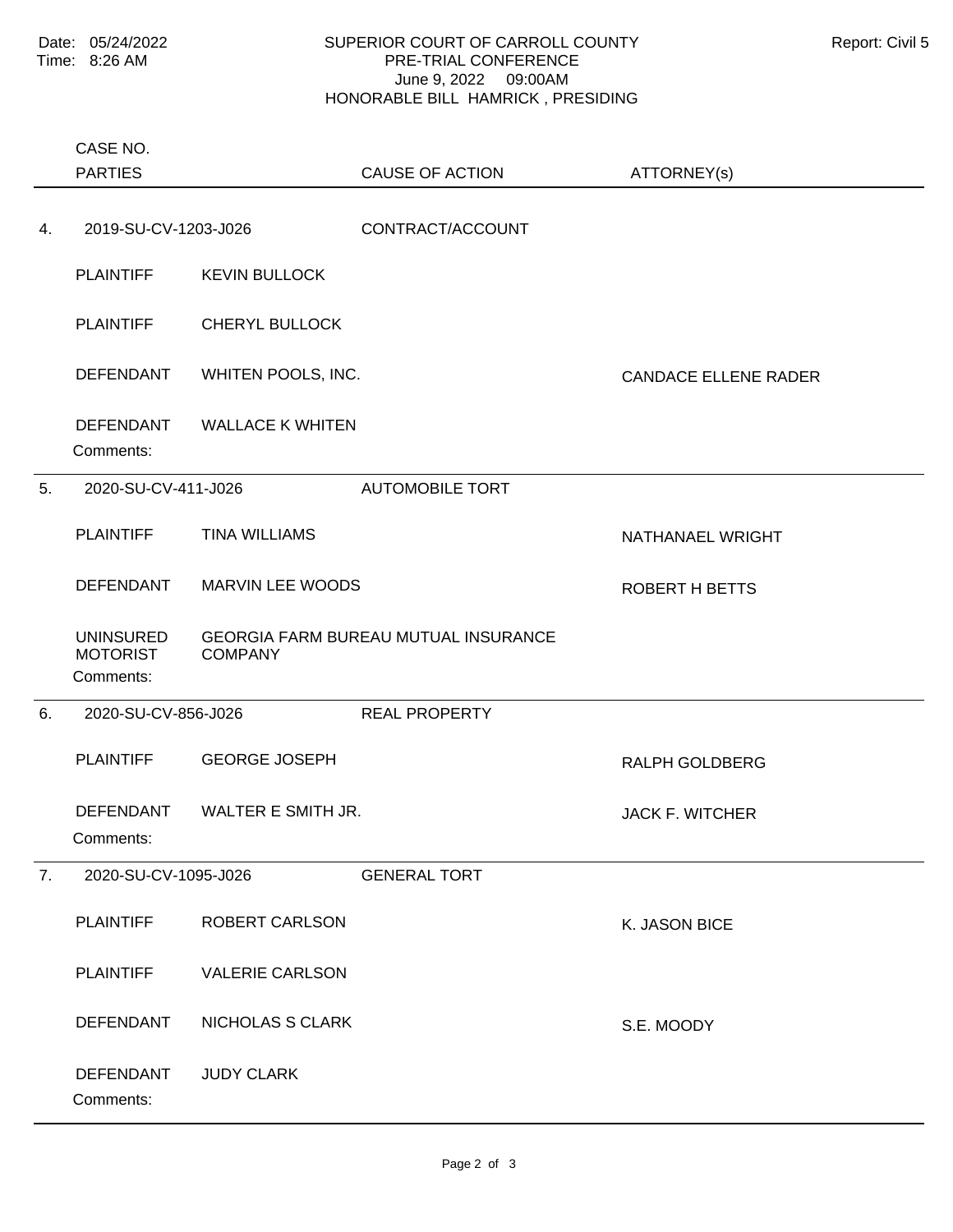Date: 05/24/2022
Time: 8:26 AM

# SUPERIOR COURT OF CARROLL COUNTY
## PRE-TRIAL CONFERENCE
June 9, 2022 09:00AM
HONORABLE BILL HAMRICK , PRESIDING

Report: Civil 5

| | CASE NO. / PARTIES | | CAUSE OF ACTION | ATTORNEY(s) |
|---|---|---|---|---|
| 4. | 2019-SU-CV-1203-J026 | | CONTRACT/ACCOUNT | |
| | PLAINTIFF | KEVIN BULLOCK | | |
| | PLAINTIFF | CHERYL BULLOCK | | |
| | DEFENDANT | WHITEN POOLS, INC. | | CANDACE ELLENE RADER |
| | DEFENDANT | WALLACE K WHITEN | | |
| | Comments: | | | |
| 5. | 2020-SU-CV-411-J026 | | AUTOMOBILE TORT | |
| | PLAINTIFF | TINA WILLIAMS | | NATHANAEL WRIGHT |
| | DEFENDANT | MARVIN LEE WOODS | | ROBERT H BETTS |
| | UNINSURED MOTORIST | GEORGIA FARM BUREAU MUTUAL INSURANCE COMPANY | | |
| | Comments: | | | |
| 6. | 2020-SU-CV-856-J026 | | REAL PROPERTY | |
| | PLAINTIFF | GEORGE JOSEPH | | RALPH GOLDBERG |
| | DEFENDANT | WALTER E SMITH JR. | | JACK F. WITCHER |
| | Comments: | | | |
| 7. | 2020-SU-CV-1095-J026 | | GENERAL TORT | |
| | PLAINTIFF | ROBERT CARLSON | | K. JASON BICE |
| | PLAINTIFF | VALERIE CARLSON | | |
| | DEFENDANT | NICHOLAS S CLARK | | S.E. MOODY |
| | DEFENDANT | JUDY CLARK | | |
| | Comments: | | | |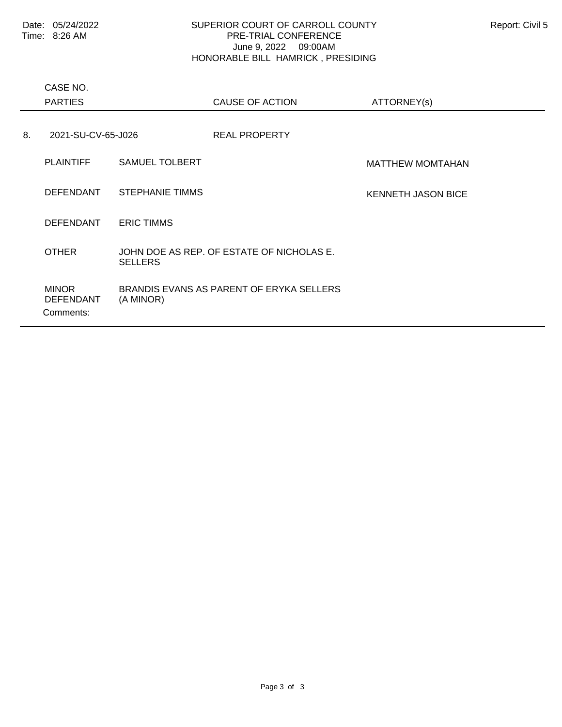Date: 05/24/2022
Time: 8:26 AM

# SUPERIOR COURT OF CARROLL COUNTY
## PRE-TRIAL CONFERENCE
June 9, 2022 09:00AM
HONORABLE BILL HAMRICK , PRESIDING

Report: Civil 5

| | CASE NO. / PARTIES | | CAUSE OF ACTION | ATTORNEY(s) |
|---|---|---|---|---|
| 8. | 2021-SU-CV-65-J026 | | REAL PROPERTY | |
| | PLAINTIFF | SAMUEL TOLBERT | | MATTHEW MOMTAHAN |
| | DEFENDANT | STEPHANIE TIMMS | | KENNETH JASON BICE |
| | DEFENDANT | ERIC TIMMS | | |
| | OTHER | JOHN DOE AS REP. OF ESTATE OF NICHOLAS E. SELLERS | | |
| | MINOR DEFENDANT | BRANDIS EVANS AS PARENT OF ERYKA SELLERS (A MINOR) | | |
| | Comments: | | | |